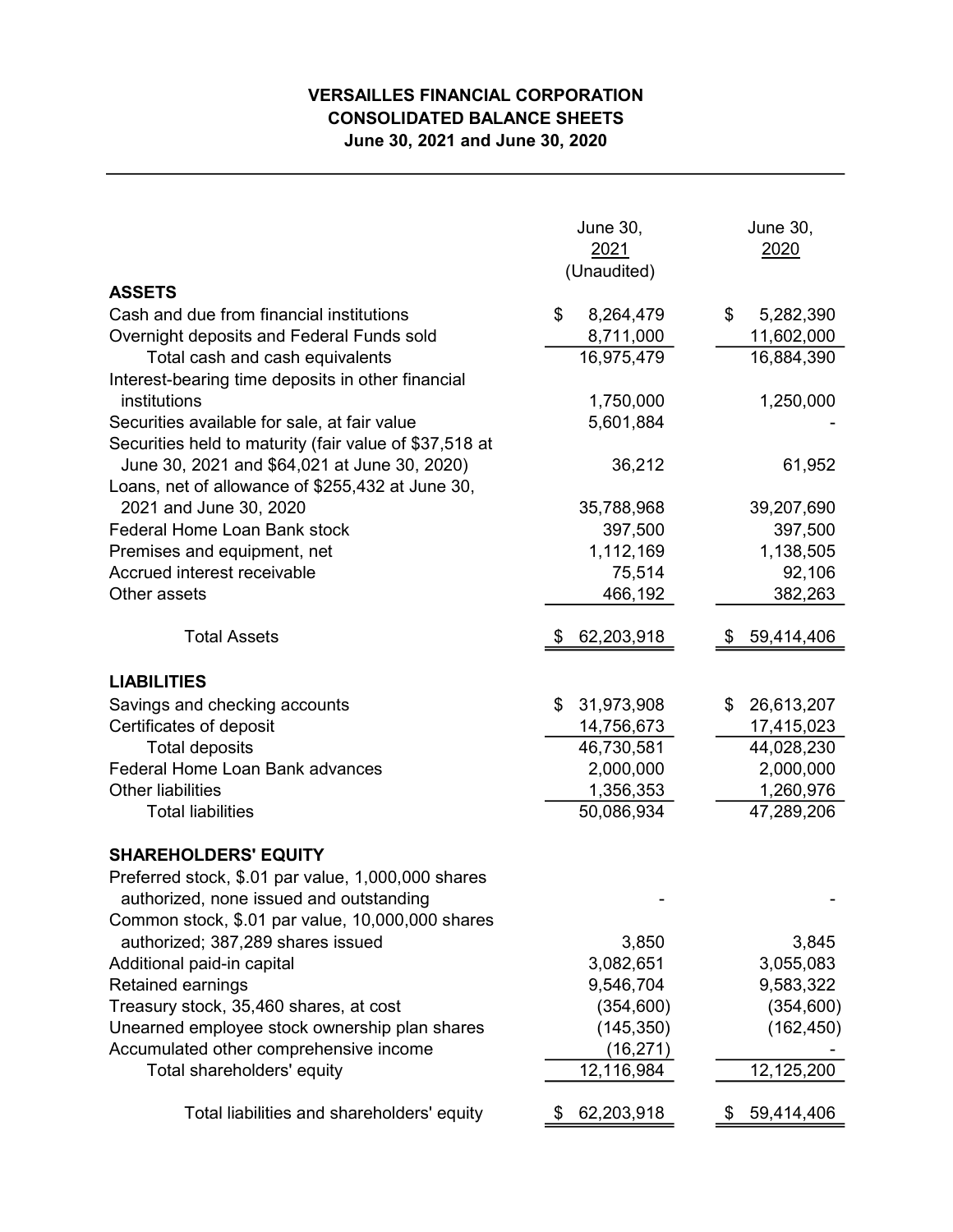**VERSAILLES FINANCIAL CORPORATION**
**CONSOLIDATED BALANCE SHEETS**
**June 30, 2021 and June 30, 2020**

| | June 30, 2021 (Unaudited) | June 30, 2020 |
|---|---|---|
| **ASSETS** | | |
| Cash and due from financial institutions | $ 8,264,479 | $ 5,282,390 |
| Overnight deposits and Federal Funds sold | 8,711,000 | 11,602,000 |
| Total cash and cash equivalents | 16,975,479 | 16,884,390 |
| Interest-bearing time deposits in other financial institutions | 1,750,000 | 1,250,000 |
| Securities available for sale, at fair value | 5,601,884 | - |
| Securities held to maturity (fair value of $37,518 at June 30, 2021 and $64,021 at June 30, 2020) | 36,212 | 61,952 |
| Loans, net of allowance of $255,432 at June 30, 2021 and June 30, 2020 | 35,788,968 | 39,207,690 |
| Federal Home Loan Bank stock | 397,500 | 397,500 |
| Premises and equipment, net | 1,112,169 | 1,138,505 |
| Accrued interest receivable | 75,514 | 92,106 |
| Other assets | 466,192 | 382,263 |
| Total Assets | $ 62,203,918 | $ 59,414,406 |
| **LIABILITIES** | | |
| Savings and checking accounts | $ 31,973,908 | $ 26,613,207 |
| Certificates of deposit | 14,756,673 | 17,415,023 |
| Total deposits | 46,730,581 | 44,028,230 |
| Federal Home Loan Bank advances | 2,000,000 | 2,000,000 |
| Other liabilities | 1,356,353 | 1,260,976 |
| Total liabilities | 50,086,934 | 47,289,206 |
| **SHAREHOLDERS' EQUITY** | | |
| Preferred stock, $.01 par value, 1,000,000 shares authorized, none issued and outstanding | - | - |
| Common stock, $.01 par value, 10,000,000 shares authorized; 387,289 shares issued | 3,850 | 3,845 |
| Additional paid-in capital | 3,082,651 | 3,055,083 |
| Retained earnings | 9,546,704 | 9,583,322 |
| Treasury stock, 35,460 shares, at cost | (354,600) | (354,600) |
| Unearned employee stock ownership plan shares | (145,350) | (162,450) |
| Accumulated other comprehensive income | (16,271) | - |
| Total shareholders' equity | 12,116,984 | 12,125,200 |
| Total liabilities and shareholders' equity | $ 62,203,918 | $ 59,414,406 |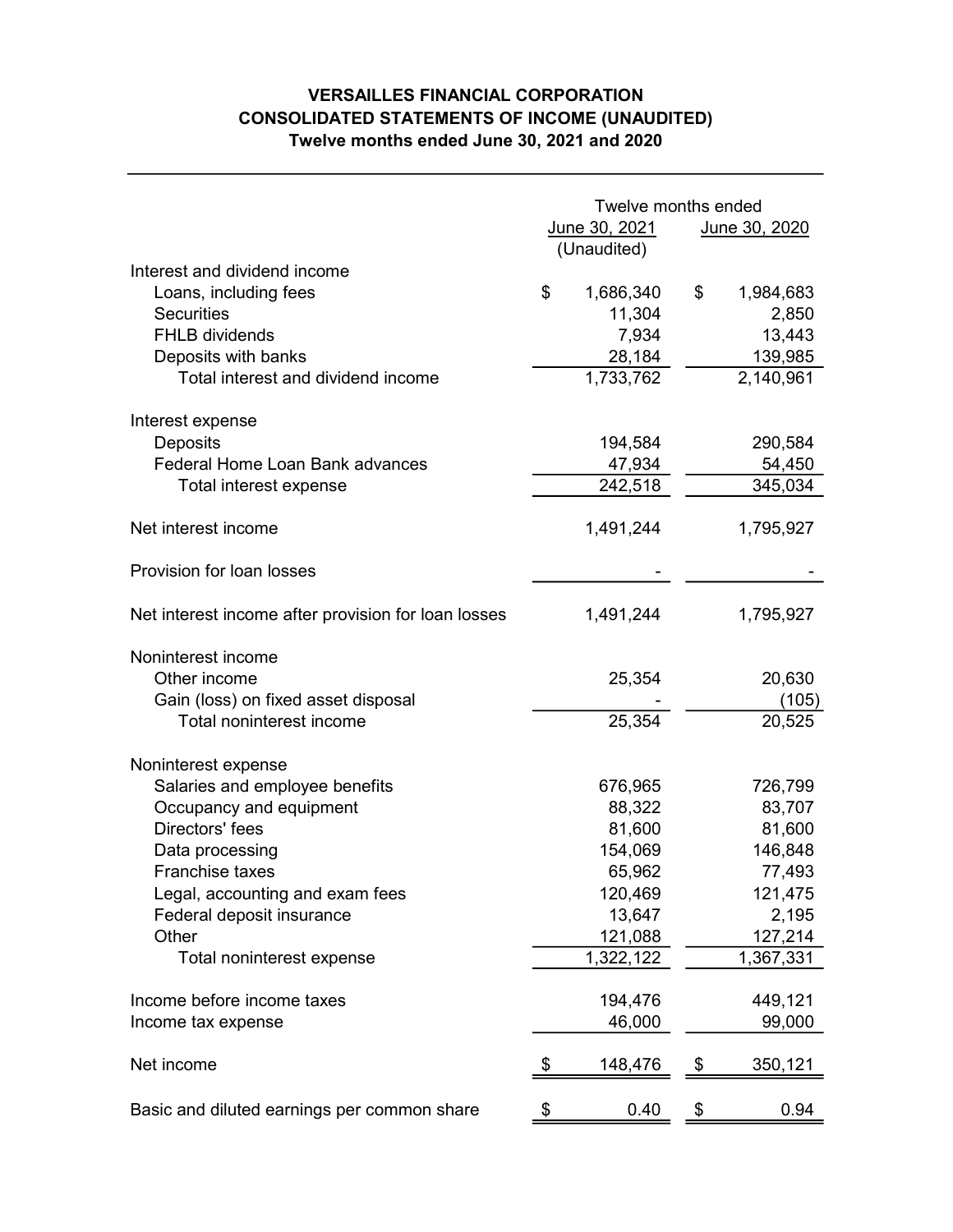# VERSAILLES FINANCIAL CORPORATION

## CONSOLIDATED STATEMENTS OF INCOME (UNAUDITED)

### Twelve months ended June 30, 2021 and 2020

| | Twelve months ended June 30, 2021 (Unaudited) | Twelve months ended June 30, 2020 |
|---|---|---|
| **Interest and dividend income** | | |
| Loans, including fees | $ 1,686,340 | $ 1,984,683 |
| Securities | 11,304 | 2,850 |
| FHLB dividends | 7,934 | 13,443 |
| Deposits with banks | 28,184 | 139,985 |
| Total interest and dividend income | 1,733,762 | 2,140,961 |
| **Interest expense** | | |
| Deposits | 194,584 | 290,584 |
| Federal Home Loan Bank advances | 47,934 | 54,450 |
| Total interest expense | 242,518 | 345,034 |
| Net interest income | 1,491,244 | 1,795,927 |
| Provision for loan losses | - | - |
| Net interest income after provision for loan losses | 1,491,244 | 1,795,927 |
| **Noninterest income** | | |
| Other income | 25,354 | 20,630 |
| Gain (loss) on fixed asset disposal | - | (105) |
| Total noninterest income | 25,354 | 20,525 |
| **Noninterest expense** | | |
| Salaries and employee benefits | 676,965 | 726,799 |
| Occupancy and equipment | 88,322 | 83,707 |
| Directors' fees | 81,600 | 81,600 |
| Data processing | 154,069 | 146,848 |
| Franchise taxes | 65,962 | 77,493 |
| Legal, accounting and exam fees | 120,469 | 121,475 |
| Federal deposit insurance | 13,647 | 2,195 |
| Other | 121,088 | 127,214 |
| Total noninterest expense | 1,322,122 | 1,367,331 |
| Income before income taxes | 194,476 | 449,121 |
| Income tax expense | 46,000 | 99,000 |
| Net income | $ 148,476 | $ 350,121 |
| Basic and diluted earnings per common share | $ 0.40 | $ 0.94 |